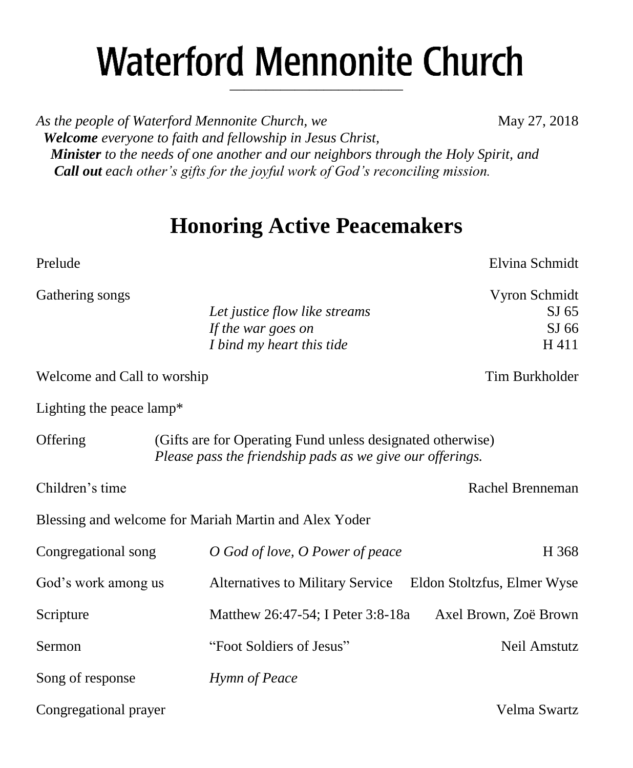# Waterford Mennonite Church

*As the people of Waterford Mennonite Church, we* May 27, 2018
***Welcome** everyone to faith and fellowship in Jesus Christ,*
***Minister** to the needs of one another and our neighbors through the Holy Spirit, and*
***Call out** each other's gifts for the joyful work of God's reconciling mission.*

## Honoring Active Peacemakers

Prelude — Elvina Schmidt

Gathering songs — Vyron Schmidt
- *Let justice flow like streams* — SJ 65
- *If the war goes on* — SJ 66
- *I bind my heart this tide* — H 411

Welcome and Call to worship — Tim Burkholder

Lighting the peace lamp*

Offering — (Gifts are for Operating Fund unless designated otherwise)
*Please pass the friendship pads as we give our offerings.*

Children's time — Rachel Brenneman

Blessing and welcome for Mariah Martin and Alex Yoder

Congregational song — *O God of love, O Power of peace* — H 368

God's work among us — Alternatives to Military Service — Eldon Stoltzfus, Elmer Wyse

Scripture — Matthew 26:47-54; I Peter 3:8-18a — Axel Brown, Zoë Brown

Sermon — "Foot Soldiers of Jesus" — Neil Amstutz

Song of response — *Hymn of Peace*

Congregational prayer — Velma Swartz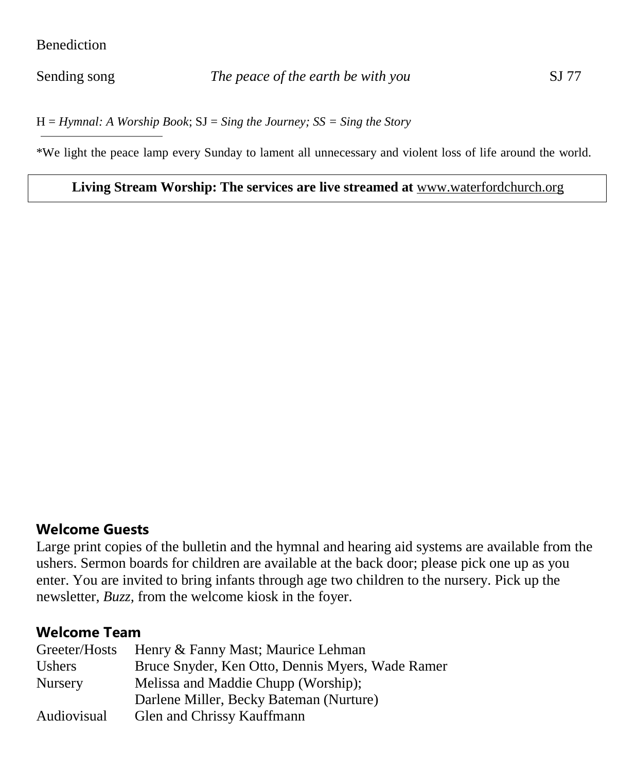Benediction

Sending song *The peace of the earth be with you* SJ 77

H = *Hymnal: A Worship Book*; SJ = *Sing the Journey; SS = Sing the Story*

---

*We light the peace lamp every Sunday to lament all unnecessary and violent loss of life around the world.

**Living Stream Worship: The services are live streamed at** www.waterfordchurch.org

## Welcome Guests

Large print copies of the bulletin and the hymnal and hearing aid systems are available from the ushers. Sermon boards for children are available at the back door; please pick one up as you enter. You are invited to bring infants through age two children to the nursery. Pick up the newsletter, *Buzz*, from the welcome kiosk in the foyer.

## Welcome Team

| | |
|---|---|
| Greeter/Hosts | Henry & Fanny Mast; Maurice Lehman |
| Ushers | Bruce Snyder, Ken Otto, Dennis Myers, Wade Ramer |
| Nursery | Melissa and Maddie Chupp (Worship); Darlene Miller, Becky Bateman (Nurture) |
| Audiovisual | Glen and Chrissy Kauffmann |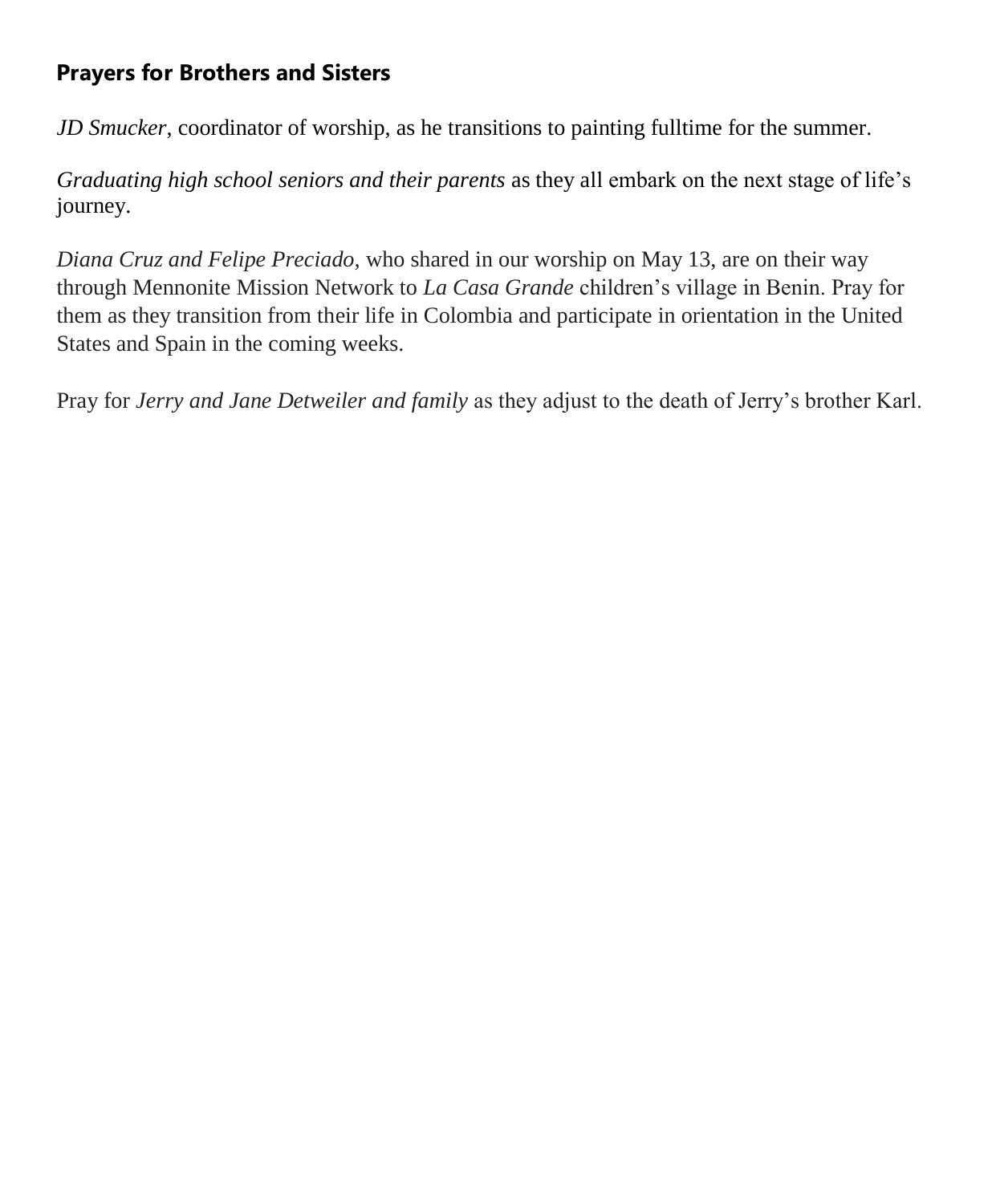## Prayers for Brothers and Sisters

*JD Smucker*, coordinator of worship, as he transitions to painting fulltime for the summer.

*Graduating high school seniors and their parents* as they all embark on the next stage of life's journey.

*Diana Cruz and Felipe Preciado,* who shared in our worship on May 13, are on their way through Mennonite Mission Network to *La Casa Grande* children's village in Benin. Pray for them as they transition from their life in Colombia and participate in orientation in the United States and Spain in the coming weeks.

Pray for *Jerry and Jane Detweiler and family* as they adjust to the death of Jerry's brother Karl.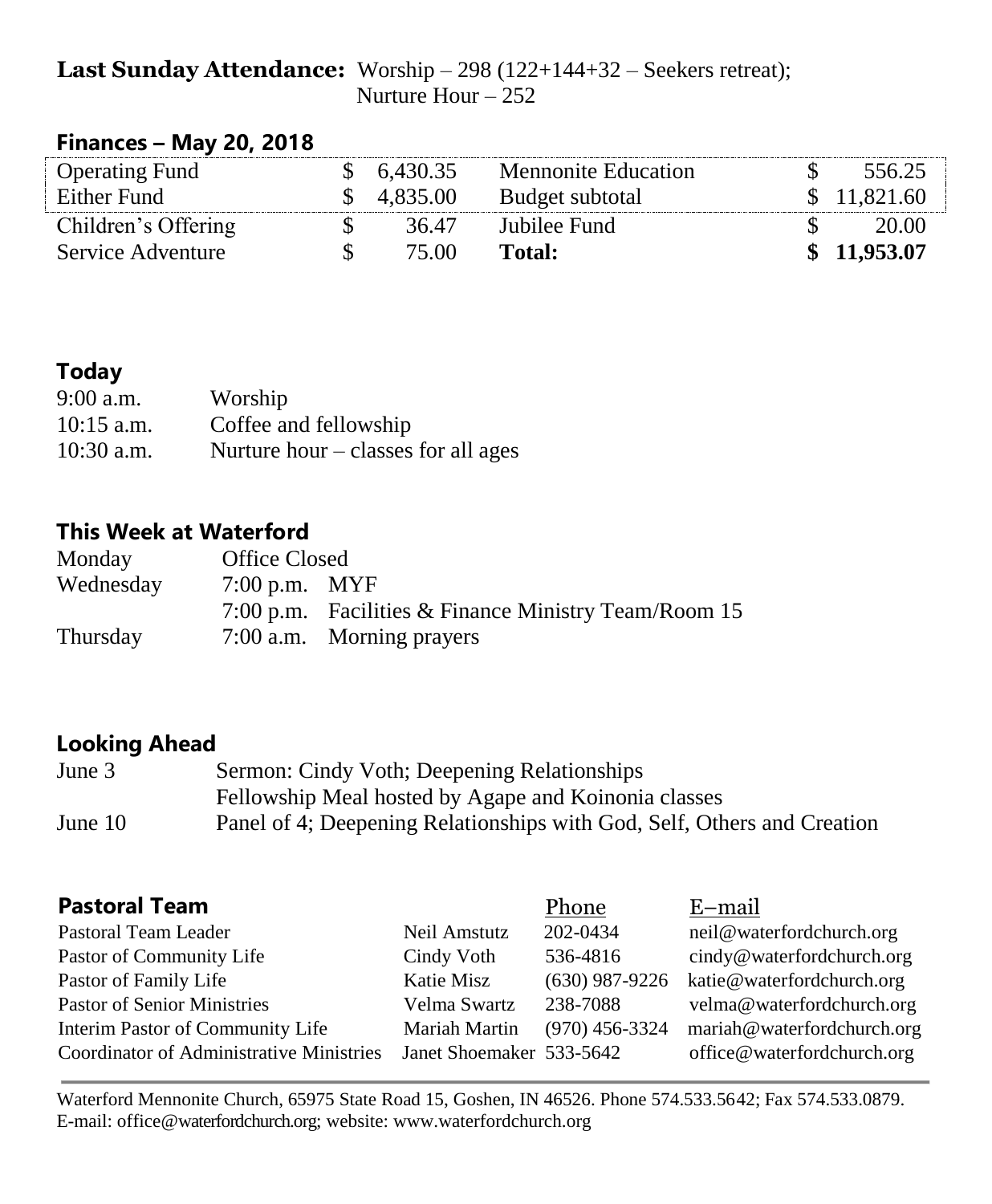**Last Sunday Attendance:** Worship – 298 (122+144+32 – Seekers retreat);
Nurture Hour – 252

### Finances – May 20, 2018

| | | | |
|---|---|---|---|
| Operating Fund | $ 6,430.35 | Mennonite Education | $ 556.25 |
| Either Fund | $ 4,835.00 | Budget subtotal | $ 11,821.60 |
| Children's Offering | $ 36.47 | Jubilee Fund | $ 20.00 |
| Service Adventure | $ 75.00 | **Total:** | **$ 11,953.07** |

### Today

| | |
|---|---|
| 9:00 a.m. | Worship |
| 10:15 a.m. | Coffee and fellowship |
| 10:30 a.m. | Nurture hour – classes for all ages |

### This Week at Waterford

| | | |
|---|---|---|
| Monday | Office Closed | |
| Wednesday | 7:00 p.m. | MYF |
| | 7:00 p.m. | Facilities & Finance Ministry Team/Room 15 |
| Thursday | 7:00 a.m. | Morning prayers |

### Looking Ahead

| | |
|---|---|
| June 3 | Sermon: Cindy Voth; Deepening Relationships |
| | Fellowship Meal hosted by Agape and Koinonia classes |
| June 10 | Panel of 4; Deepening Relationships with God, Self, Others and Creation |

| **Pastoral Team** | | Phone | E–mail |
|---|---|---|---|
| Pastoral Team Leader | Neil Amstutz | 202-0434 | neil@waterfordchurch.org |
| Pastor of Community Life | Cindy Voth | 536-4816 | cindy@waterfordchurch.org |
| Pastor of Family Life | Katie Misz | (630) 987-9226 | katie@waterfordchurch.org |
| Pastor of Senior Ministries | Velma Swartz | 238-7088 | velma@waterfordchurch.org |
| Interim Pastor of Community Life | Mariah Martin | (970) 456-3324 | mariah@waterfordchurch.org |
| Coordinator of Administrative Ministries | Janet Shoemaker | 533-5642 | office@waterfordchurch.org |

Waterford Mennonite Church, 65975 State Road 15, Goshen, IN 46526. Phone 574.533.5642; Fax 574.533.0879.
E-mail: office@waterfordchurch.org; website: www.waterfordchurch.org